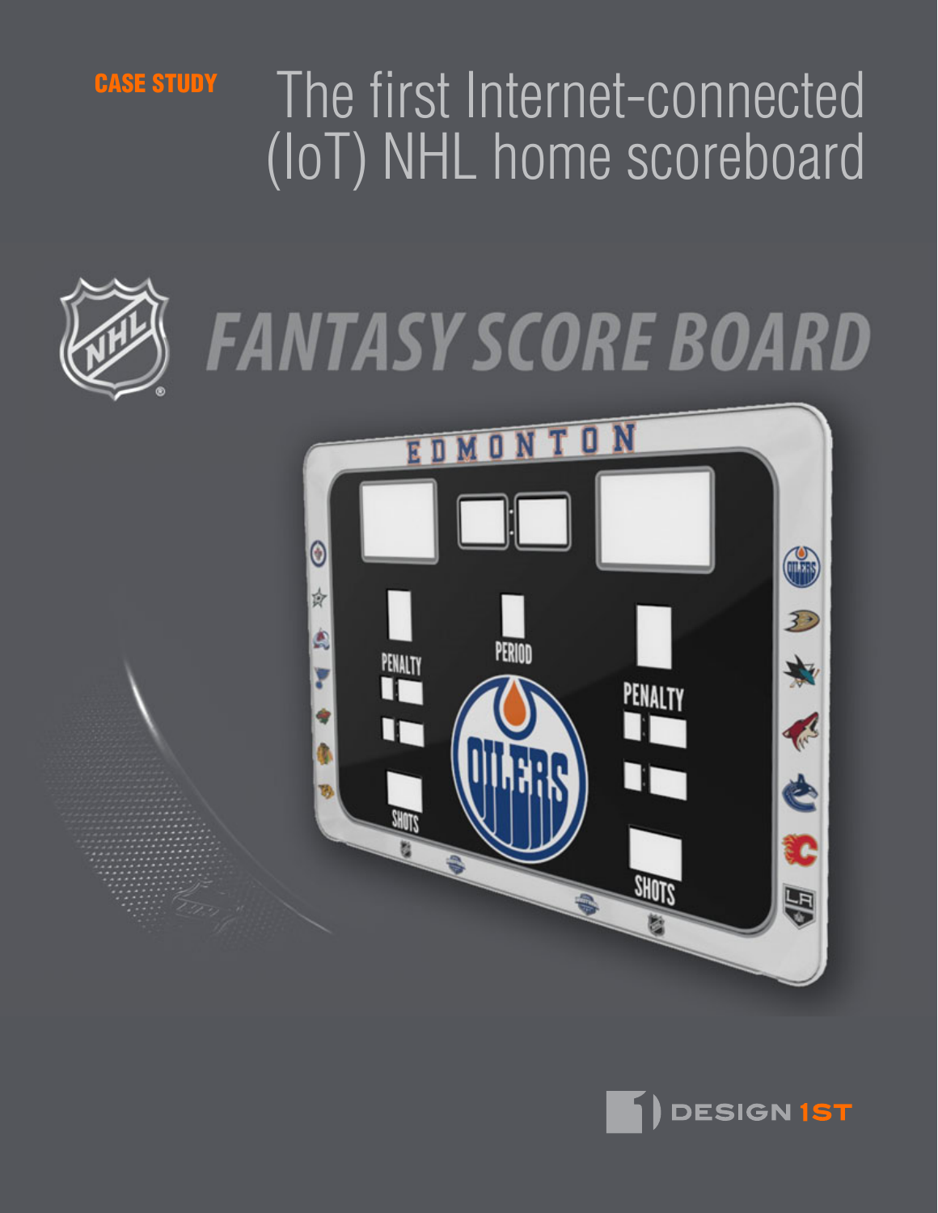CASE STUDY

# The first Internet-connected (IoT) NHL home scoreboard

## FANTASY SCORE BOARD

DESIGN 1ST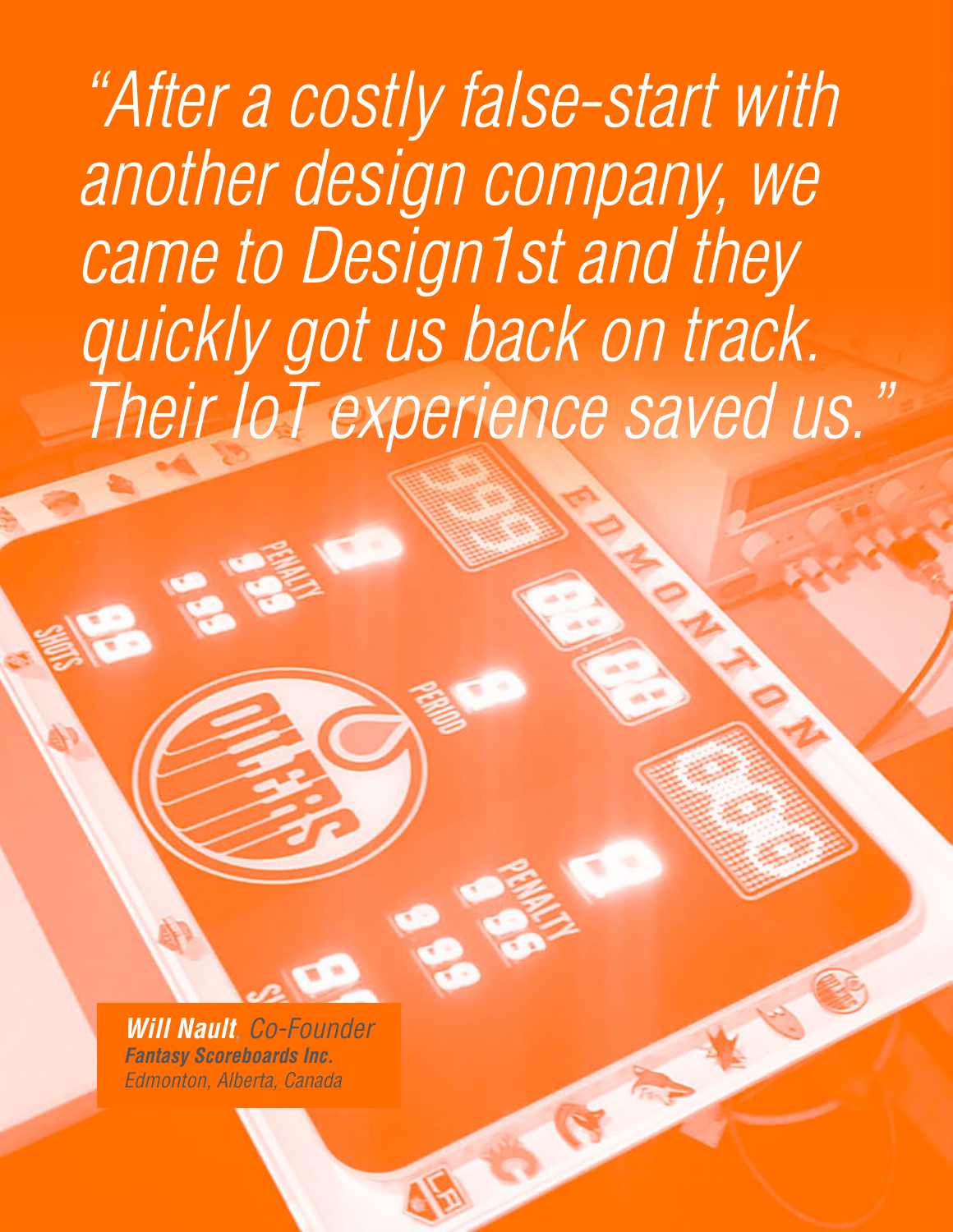*"After a costly false-start with another design company, we came to Design1st and they quickly got us back on track. Their IoT experience saved us."*

***Will Nault**, Co-Founder*
***Fantasy Scoreboards Inc.***
*Edmonton, Alberta, Canada*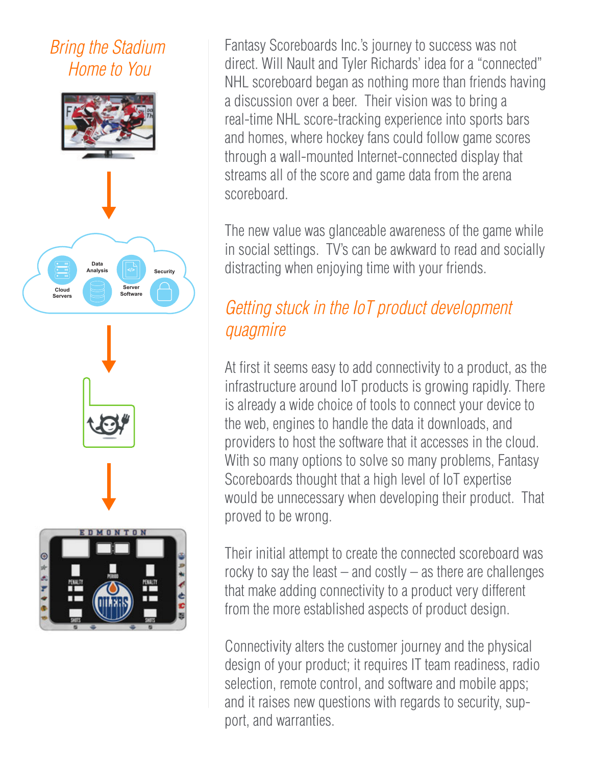## *Bring the Stadium Home to You*

Fantasy Scoreboards Inc.'s journey to success was not direct. Will Nault and Tyler Richards' idea for a "connected" NHL scoreboard began as nothing more than friends having a discussion over a beer. Their vision was to bring a real-time NHL score-tracking experience into sports bars and homes, where hockey fans could follow game scores through a wall-mounted Internet-connected display that streams all of the score and game data from the arena scoreboard.

The new value was glanceable awareness of the game while in social settings. TV's can be awkward to read and socially distracting when enjoying time with your friends.

## *Getting stuck in the IoT product development quagmire*

At first it seems easy to add connectivity to a product, as the infrastructure around IoT products is growing rapidly. There is already a wide choice of tools to connect your device to the web, engines to handle the data it downloads, and providers to host the software that it accesses in the cloud. With so many options to solve so many problems, Fantasy Scoreboards thought that a high level of IoT expertise would be unnecessary when developing their product. That proved to be wrong.

Their initial attempt to create the connected scoreboard was rocky to say the least – and costly – as there are challenges that make adding connectivity to a product very different from the more established aspects of product design.

Connectivity alters the customer journey and the physical design of your product; it requires IT team readiness, radio selection, remote control, and software and mobile apps; and it raises new questions with regards to security, support, and warranties.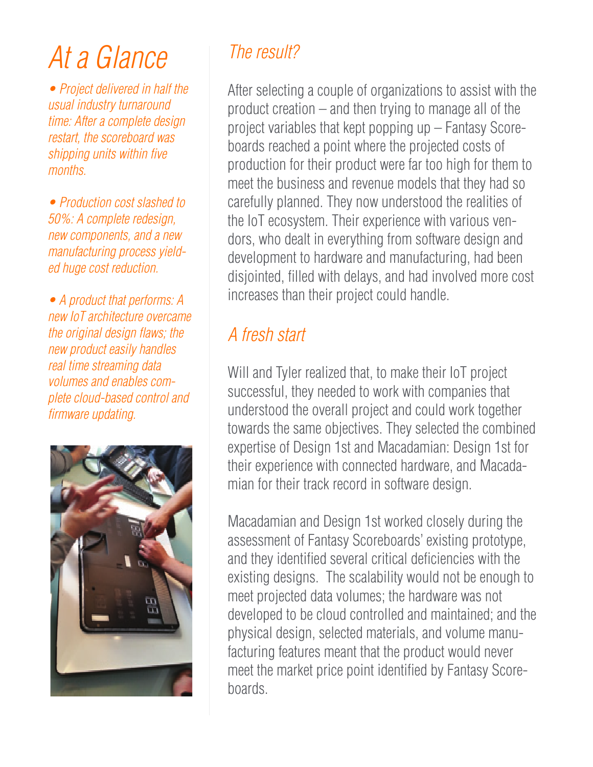# At a Glance

- *Project delivered in half the usual industry turnaround time: After a complete design restart, the scoreboard was shipping units within five months.*

- *Production cost slashed to 50%: A complete redesign, new components, and a new manufacturing process yielded huge cost reduction.*

- *A product that performs: A new IoT architecture overcame the original design flaws; the new product easily handles real time streaming data volumes and enables complete cloud-based control and firmware updating.*

## *The result?*

After selecting a couple of organizations to assist with the product creation – and then trying to manage all of the project variables that kept popping up – Fantasy Scoreboards reached a point where the projected costs of production for their product were far too high for them to meet the business and revenue models that they had so carefully planned. They now understood the realities of the IoT ecosystem. Their experience with various vendors, who dealt in everything from software design and development to hardware and manufacturing, had been disjointed, filled with delays, and had involved more cost increases than their project could handle.

## *A fresh start*

Will and Tyler realized that, to make their IoT project successful, they needed to work with companies that understood the overall project and could work together towards the same objectives. They selected the combined expertise of Design 1st and Macadamian: Design 1st for their experience with connected hardware, and Macadamian for their track record in software design.

Macadamian and Design 1st worked closely during the assessment of Fantasy Scoreboards' existing prototype, and they identified several critical deficiencies with the existing designs. The scalability would not be enough to meet projected data volumes; the hardware was not developed to be cloud controlled and maintained; and the physical design, selected materials, and volume manufacturing features meant that the product would never meet the market price point identified by Fantasy Scoreboards.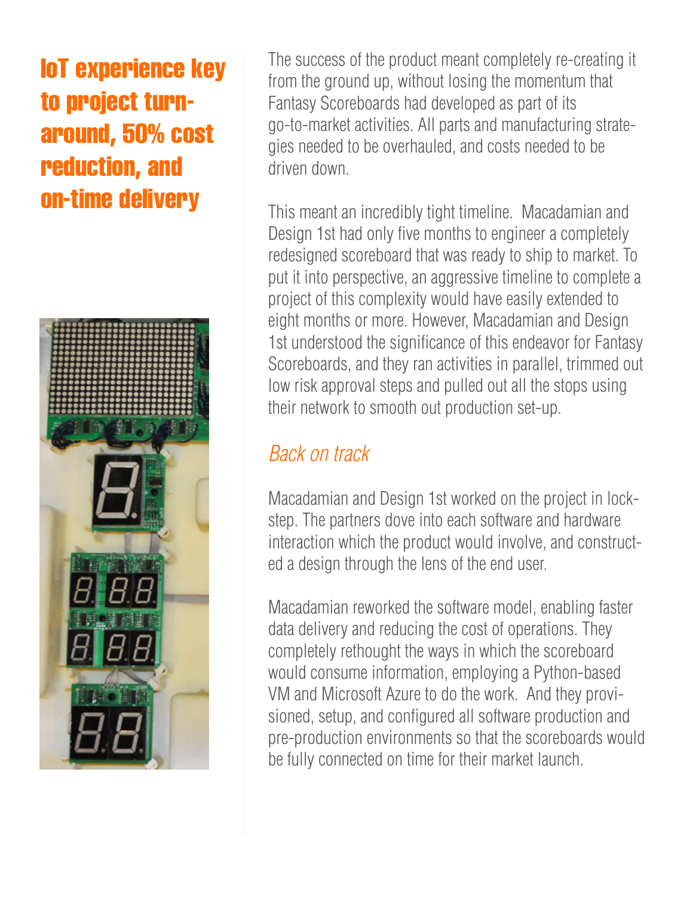# IoT experience key to project turn-around, 50% cost reduction, and on-time delivery

The success of the product meant completely re-creating it from the ground up, without losing the momentum that Fantasy Scoreboards had developed as part of its go-to-market activities. All parts and manufacturing strategies needed to be overhauled, and costs needed to be driven down.

This meant an incredibly tight timeline. Macadamian and Design 1st had only five months to engineer a completely redesigned scoreboard that was ready to ship to market. To put it into perspective, an aggressive timeline to complete a project of this complexity would have easily extended to eight months or more. However, Macadamian and Design 1st understood the significance of this endeavor for Fantasy Scoreboards, and they ran activities in parallel, trimmed out low risk approval steps and pulled out all the stops using their network to smooth out production set-up.

## *Back on track*

Macadamian and Design 1st worked on the project in lock-step. The partners dove into each software and hardware interaction which the product would involve, and constructed a design through the lens of the end user.

Macadamian reworked the software model, enabling faster data delivery and reducing the cost of operations. They completely rethought the ways in which the scoreboard would consume information, employing a Python-based VM and Microsoft Azure to do the work. And they provisioned, setup, and configured all software production and pre-production environments so that the scoreboards would be fully connected on time for their market launch.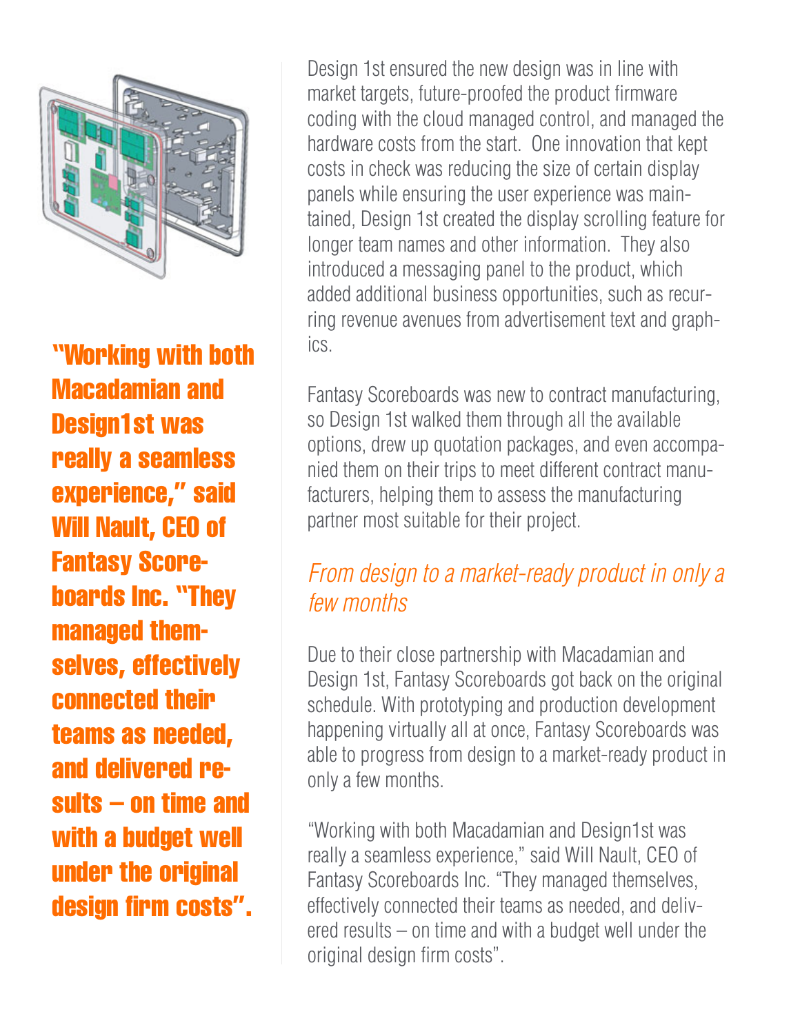> **"Working with both Macadamian and Design1st was really a seamless experience," said Will Nault, CEO of Fantasy Scoreboards Inc. "They managed themselves, effectively connected their teams as needed, and delivered results – on time and with a budget well under the original design firm costs".**

Design 1st ensured the new design was in line with market targets, future-proofed the product firmware coding with the cloud managed control, and managed the hardware costs from the start. One innovation that kept costs in check was reducing the size of certain display panels while ensuring the user experience was maintained, Design 1st created the display scrolling feature for longer team names and other information. They also introduced a messaging panel to the product, which added additional business opportunities, such as recurring revenue avenues from advertisement text and graphics.

Fantasy Scoreboards was new to contract manufacturing, so Design 1st walked them through all the available options, drew up quotation packages, and even accompanied them on their trips to meet different contract manufacturers, helping them to assess the manufacturing partner most suitable for their project.

## *From design to a market-ready product in only a few months*

Due to their close partnership with Macadamian and Design 1st, Fantasy Scoreboards got back on the original schedule. With prototyping and production development happening virtually all at once, Fantasy Scoreboards was able to progress from design to a market-ready product in only a few months.

"Working with both Macadamian and Design1st was really a seamless experience," said Will Nault, CEO of Fantasy Scoreboards Inc. "They managed themselves, effectively connected their teams as needed, and delivered results – on time and with a budget well under the original design firm costs".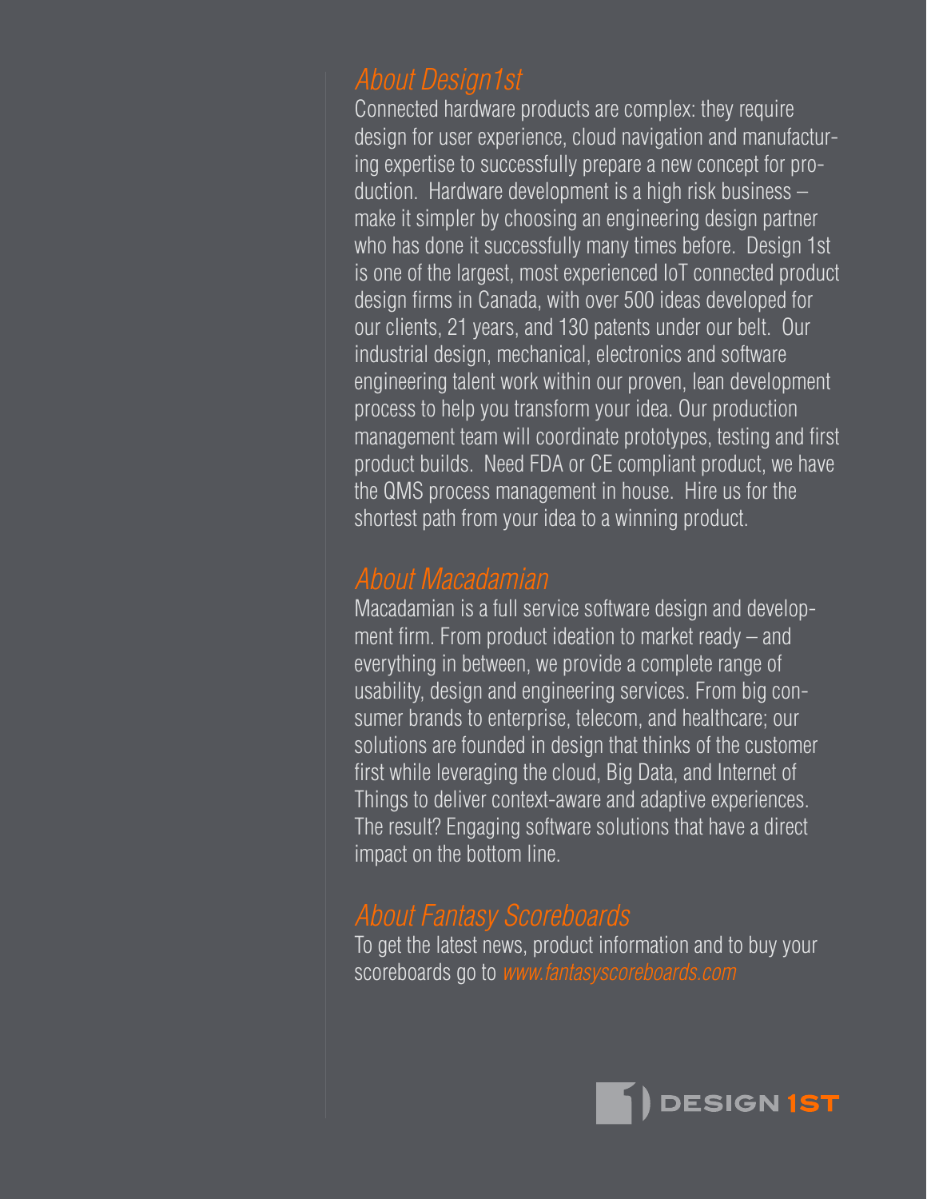## *About Design1st*

Connected hardware products are complex: they require design for user experience, cloud navigation and manufacturing expertise to successfully prepare a new concept for production. Hardware development is a high risk business – make it simpler by choosing an engineering design partner who has done it successfully many times before. Design 1st is one of the largest, most experienced IoT connected product design firms in Canada, with over 500 ideas developed for our clients, 21 years, and 130 patents under our belt. Our industrial design, mechanical, electronics and software engineering talent work within our proven, lean development process to help you transform your idea. Our production management team will coordinate prototypes, testing and first product builds. Need FDA or CE compliant product, we have the QMS process management in house. Hire us for the shortest path from your idea to a winning product.

## *About Macadamian*

Macadamian is a full service software design and development firm. From product ideation to market ready – and everything in between, we provide a complete range of usability, design and engineering services. From big consumer brands to enterprise, telecom, and healthcare; our solutions are founded in design that thinks of the customer first while leveraging the cloud, Big Data, and Internet of Things to deliver context-aware and adaptive experiences. The result? Engaging software solutions that have a direct impact on the bottom line.

## *About Fantasy Scoreboards*

To get the latest news, product information and to buy your scoreboards go to *www.fantasyscoreboards.com*

DESIGN 1ST